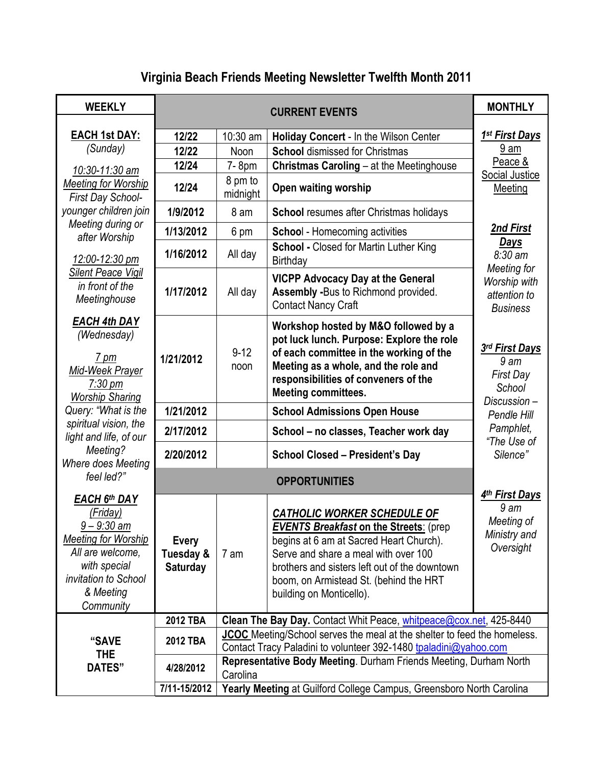# Virginia Beach Friends Meeting Newsletter Twelfth Month 2011

## WEEKLY

**EACH 1st DAY:**
*(Sunday)*

*10:30-11:30 am*
*Meeting for Worship*
*First Day School- younger children join Meeting during or after Worship*

*12:00-12:30 pm*
*Silent Peace Vigil in front of the Meetinghouse*

***EACH 4th DAY***
*(Wednesday)*

*7 pm*
*Mid-Week Prayer*
*7:30 pm*
*Worship Sharing*
*Query: "What is the spiritual vision, the light and life, of our Meeting? Where does Meeting feel led?"*

***EACH 6th DAY***
*(Friday)*
*9 – 9:30 am*
*Meeting for Worship*
*All are welcome, with special invitation to School & Meeting Community*

## CURRENT EVENTS

| Date | Time | Event |
|---|---|---|
| 12/22 | 10:30 am | **Holiday Concert** - In the Wilson Center |
| 12/22 | Noon | **School** dismissed for Christmas |
| 12/24 | 7- 8pm | **Christmas Caroling** – at the Meetinghouse |
| 12/24 | 8 pm to midnight | **Open waiting worship** |
| 1/9/2012 | 8 am | **School** resumes after Christmas holidays |
| 1/13/2012 | 6 pm | **School** - Homecoming activities |
| 1/16/2012 | All day | **School -** Closed for Martin Luther King Birthday |
| 1/17/2012 | All day | **VICPP Advocacy Day at the General Assembly -**Bus to Richmond provided. Contact Nancy Craft |
| 1/21/2012 | 9-12 noon | **Workshop hosted by M&O followed by a pot luck lunch. Purpose: Explore the role of each committee in the working of the Meeting as a whole, and the role and responsibilities of conveners of the Meeting committees.** |
| 1/21/2012 | | **School Admissions Open House** |
| 2/17/2012 | | **School – no classes, Teacher work day** |
| 2/20/2012 | | **School Closed – President's Day** |

## OPPORTUNITIES

| Day | Time | Event |
|---|---|---|
| **Every Tuesday & Saturday** | 7 am | ***CATHOLIC WORKER SCHEDULE OF EVENTS Breakfast** on the Streets*: (prep begins at 6 am at Sacred Heart Church). Serve and share a meal with over 100 brothers and sisters left out of the downtown boom, on Armistead St. (behind the HRT building on Monticello). |

## MONTHLY

***1st First Days***
9 am
Peace & Social Justice Meeting

***2nd First Days***
*8:30 am*
*Meeting for Worship with attention to Business*

***3rd First Days***
*9 am*
*First Day School Discussion – Pendle Hill Pamphlet, "The Use of Silence"*

***4th First Days***
*9 am*
*Meeting of Ministry and Oversight*

## "SAVE THE DATES"

| Date | Event |
|---|---|
| 2012 TBA | **Clean The Bay Day.** Contact Whit Peace, whitpeace@cox.net, 425-8440 |
| 2012 TBA | **JCOC** Meeting/School serves the meal at the shelter to feed the homeless. Contact Tracy Paladini to volunteer 392-1480 tpaladini@yahoo.com |
| 4/28/2012 | **Representative Body Meeting**. Durham Friends Meeting, Durham North Carolina |
| 7/11-15/2012 | **Yearly Meeting** at Guilford College Campus, Greensboro North Carolina |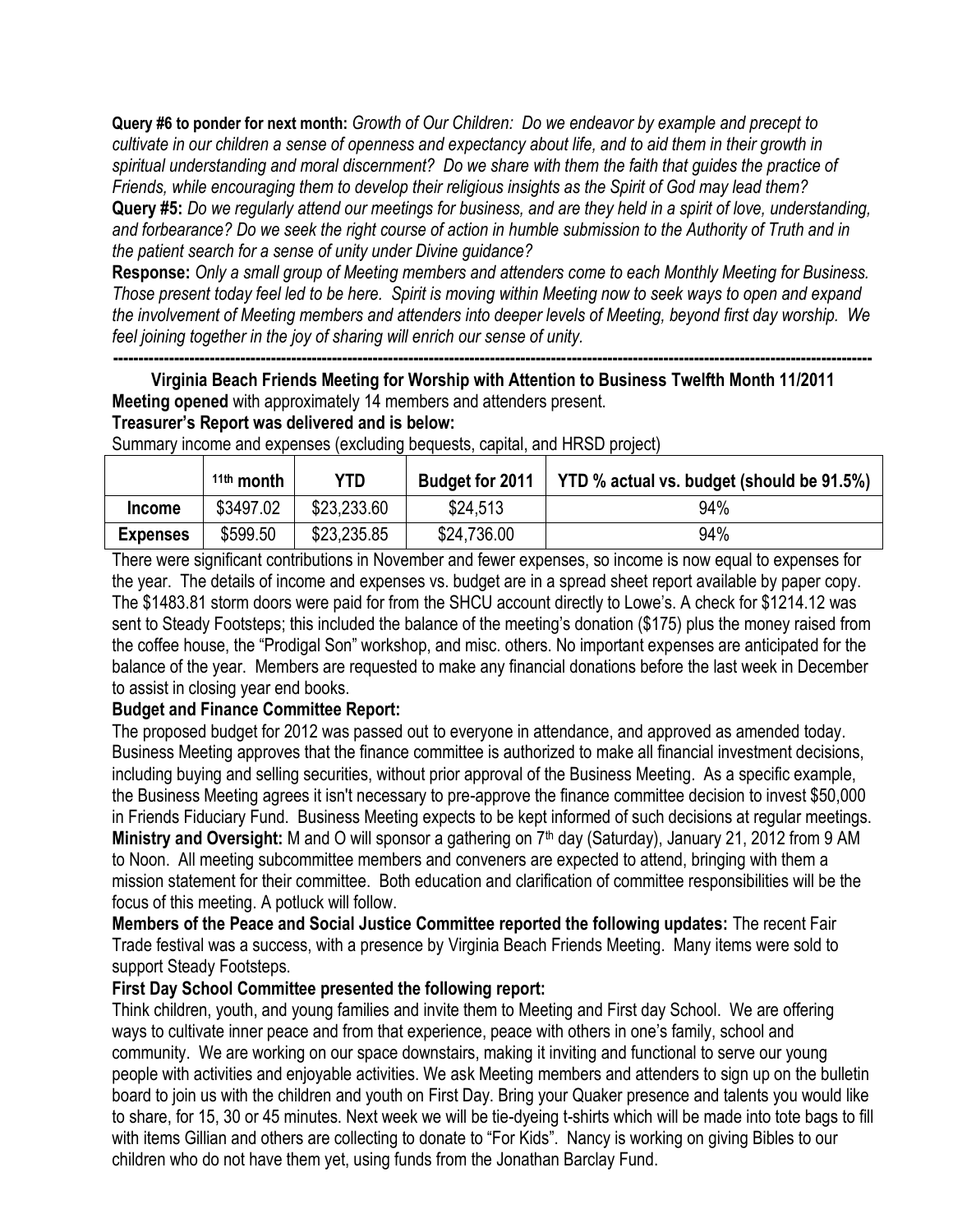**Query #6 to ponder for next month:** *Growth of Our Children: Do we endeavor by example and precept to cultivate in our children a sense of openness and expectancy about life, and to aid them in their growth in spiritual understanding and moral discernment? Do we share with them the faith that guides the practice of Friends, while encouraging them to develop their religious insights as the Spirit of God may lead them?*

**Query #5:** *Do we regularly attend our meetings for business, and are they held in a spirit of love, understanding, and forbearance? Do we seek the right course of action in humble submission to the Authority of Truth and in the patient search for a sense of unity under Divine guidance?*

**Response:** *Only a small group of Meeting members and attenders come to each Monthly Meeting for Business. Those present today feel led to be here. Spirit is moving within Meeting now to seek ways to open and expand the involvement of Meeting members and attenders into deeper levels of Meeting, beyond first day worship. We feel joining together in the joy of sharing will enrich our sense of unity.*

---

**Virginia Beach Friends Meeting for Worship with Attention to Business Twelfth Month 11/2011**

**Meeting opened** with approximately 14 members and attenders present.

**Treasurer's Report was delivered and is below:**

Summary income and expenses (excluding bequests, capital, and HRSD project)

| | 11th month | YTD | Budget for 2011 | YTD % actual vs. budget (should be 91.5%) |
|---|---|---|---|---|
| **Income** | $3497.02 | $23,233.60 | $24,513 | 94% |
| **Expenses** | $599.50 | $23,235.85 | $24,736.00 | 94% |

There were significant contributions in November and fewer expenses, so income is now equal to expenses for the year. The details of income and expenses vs. budget are in a spread sheet report available by paper copy. The $1483.81 storm doors were paid for from the SHCU account directly to Lowe's. A check for $1214.12 was sent to Steady Footsteps; this included the balance of the meeting's donation ($175) plus the money raised from the coffee house, the "Prodigal Son" workshop, and misc. others. No important expenses are anticipated for the balance of the year. Members are requested to make any financial donations before the last week in December to assist in closing year end books.

**Budget and Finance Committee Report:**

The proposed budget for 2012 was passed out to everyone in attendance, and approved as amended today. Business Meeting approves that the finance committee is authorized to make all financial investment decisions, including buying and selling securities, without prior approval of the Business Meeting. As a specific example, the Business Meeting agrees it isn't necessary to pre-approve the finance committee decision to invest $50,000 in Friends Fiduciary Fund. Business Meeting expects to be kept informed of such decisions at regular meetings.

**Ministry and Oversight:** M and O will sponsor a gathering on 7th day (Saturday), January 21, 2012 from 9 AM to Noon. All meeting subcommittee members and conveners are expected to attend, bringing with them a mission statement for their committee. Both education and clarification of committee responsibilities will be the focus of this meeting. A potluck will follow.

**Members of the Peace and Social Justice Committee reported the following updates:** The recent Fair Trade festival was a success, with a presence by Virginia Beach Friends Meeting. Many items were sold to support Steady Footsteps.

**First Day School Committee presented the following report:**

Think children, youth, and young families and invite them to Meeting and First day School. We are offering ways to cultivate inner peace and from that experience, peace with others in one's family, school and community. We are working on our space downstairs, making it inviting and functional to serve our young people with activities and enjoyable activities. We ask Meeting members and attenders to sign up on the bulletin board to join us with the children and youth on First Day. Bring your Quaker presence and talents you would like to share, for 15, 30 or 45 minutes. Next week we will be tie-dyeing t-shirts which will be made into tote bags to fill with items Gillian and others are collecting to donate to "For Kids". Nancy is working on giving Bibles to our children who do not have them yet, using funds from the Jonathan Barclay Fund.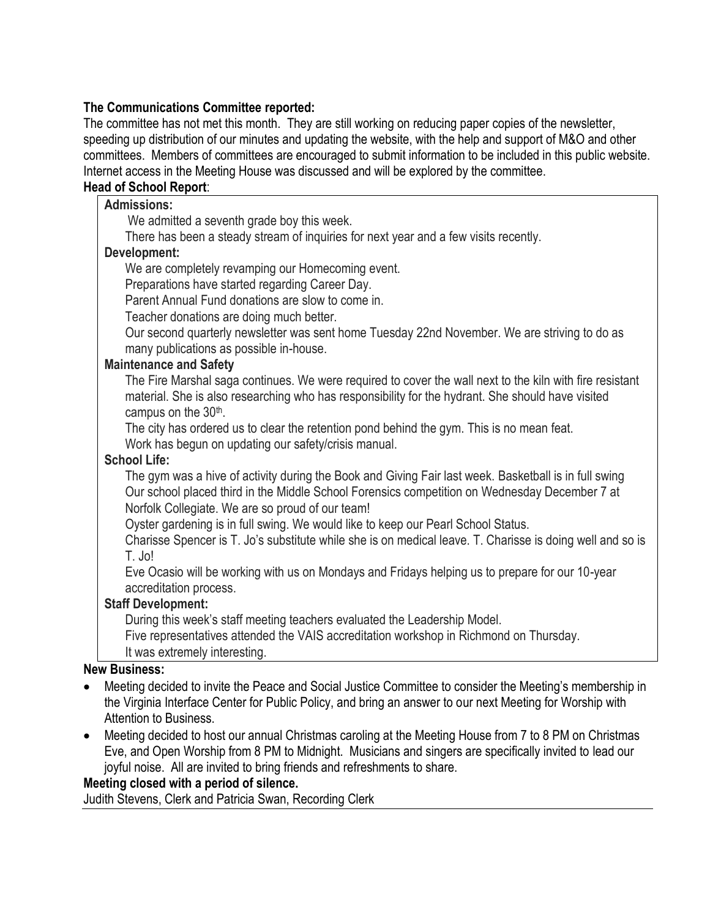**The Communications Committee reported:**
The committee has not met this month. They are still working on reducing paper copies of the newsletter, speeding up distribution of our minutes and updating the website, with the help and support of M&O and other committees. Members of committees are encouraged to submit information to be included in this public website. Internet access in the Meeting House was discussed and will be explored by the committee.

**Head of School Report**:

**Admissions:**

We admitted a seventh grade boy this week.

There has been a steady stream of inquiries for next year and a few visits recently.

**Development:**

We are completely revamping our Homecoming event.

Preparations have started regarding Career Day.

Parent Annual Fund donations are slow to come in.

Teacher donations are doing much better.

Our second quarterly newsletter was sent home Tuesday 22nd November. We are striving to do as many publications as possible in-house.

**Maintenance and Safety**

The Fire Marshal saga continues. We were required to cover the wall next to the kiln with fire resistant material. She is also researching who has responsibility for the hydrant. She should have visited campus on the 30th.

The city has ordered us to clear the retention pond behind the gym. This is no mean feat.

Work has begun on updating our safety/crisis manual.

**School Life:**

The gym was a hive of activity during the Book and Giving Fair last week. Basketball is in full swing Our school placed third in the Middle School Forensics competition on Wednesday December 7 at Norfolk Collegiate. We are so proud of our team!

Oyster gardening is in full swing. We would like to keep our Pearl School Status.

Charisse Spencer is T. Jo's substitute while she is on medical leave. T. Charisse is doing well and so is T. Jo!

Eve Ocasio will be working with us on Mondays and Fridays helping us to prepare for our 10-year accreditation process.

**Staff Development:**

During this week's staff meeting teachers evaluated the Leadership Model.

Five representatives attended the VAIS accreditation workshop in Richmond on Thursday.

It was extremely interesting.

**New Business:**

- Meeting decided to invite the Peace and Social Justice Committee to consider the Meeting's membership in the Virginia Interface Center for Public Policy, and bring an answer to our next Meeting for Worship with Attention to Business.
- Meeting decided to host our annual Christmas caroling at the Meeting House from 7 to 8 PM on Christmas Eve, and Open Worship from 8 PM to Midnight. Musicians and singers are specifically invited to lead our joyful noise. All are invited to bring friends and refreshments to share.

**Meeting closed with a period of silence.**

Judith Stevens, Clerk and Patricia Swan, Recording Clerk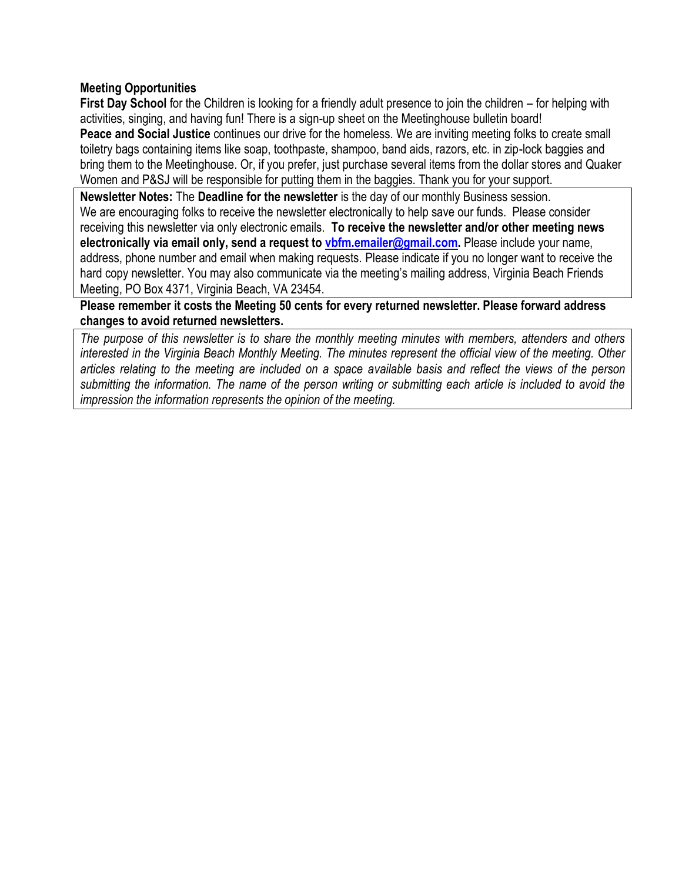**Meeting Opportunities**

**First Day School** for the Children is looking for a friendly adult presence to join the children – for helping with activities, singing, and having fun! There is a sign-up sheet on the Meetinghouse bulletin board!

**Peace and Social Justice** continues our drive for the homeless. We are inviting meeting folks to create small toiletry bags containing items like soap, toothpaste, shampoo, band aids, razors, etc. in zip-lock baggies and bring them to the Meetinghouse. Or, if you prefer, just purchase several items from the dollar stores and Quaker Women and P&SJ will be responsible for putting them in the baggies. Thank you for your support.

**Newsletter Notes:** The **Deadline for the newsletter** is the day of our monthly Business session. We are encouraging folks to receive the newsletter electronically to help save our funds. Please consider receiving this newsletter via only electronic emails. **To receive the newsletter and/or other meeting news electronically via email only, send a request to vbfm.emailer@gmail.com.** Please include your name, address, phone number and email when making requests. Please indicate if you no longer want to receive the hard copy newsletter. You may also communicate via the meeting's mailing address, Virginia Beach Friends Meeting, PO Box 4371, Virginia Beach, VA 23454.

**Please remember it costs the Meeting 50 cents for every returned newsletter. Please forward address changes to avoid returned newsletters.**

*The purpose of this newsletter is to share the monthly meeting minutes with members, attenders and others interested in the Virginia Beach Monthly Meeting. The minutes represent the official view of the meeting. Other articles relating to the meeting are included on a space available basis and reflect the views of the person submitting the information. The name of the person writing or submitting each article is included to avoid the impression the information represents the opinion of the meeting.*